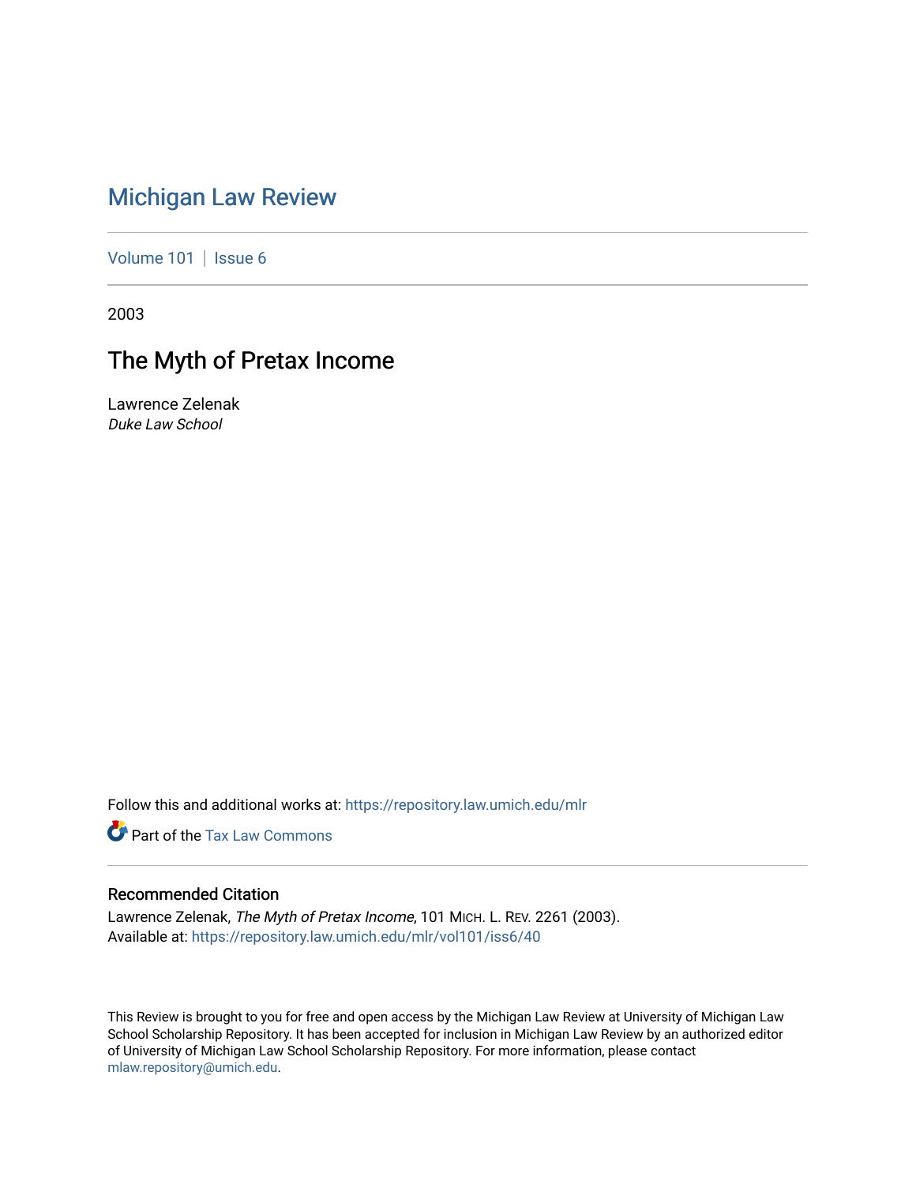# Michigan Law Review

Volume 101 | Issue 6

2003

## The Myth of Pretax Income

Lawrence Zelenak
*Duke Law School*

Follow this and additional works at: https://repository.law.umich.edu/mlr

Part of the Tax Law Commons

### Recommended Citation

Lawrence Zelenak, *The Myth of Pretax Income*, 101 MICH. L. REV. 2261 (2003).
Available at: https://repository.law.umich.edu/mlr/vol101/iss6/40

This Review is brought to you for free and open access by the Michigan Law Review at University of Michigan Law School Scholarship Repository. It has been accepted for inclusion in Michigan Law Review by an authorized editor of University of Michigan Law School Scholarship Repository. For more information, please contact mlaw.repository@umich.edu.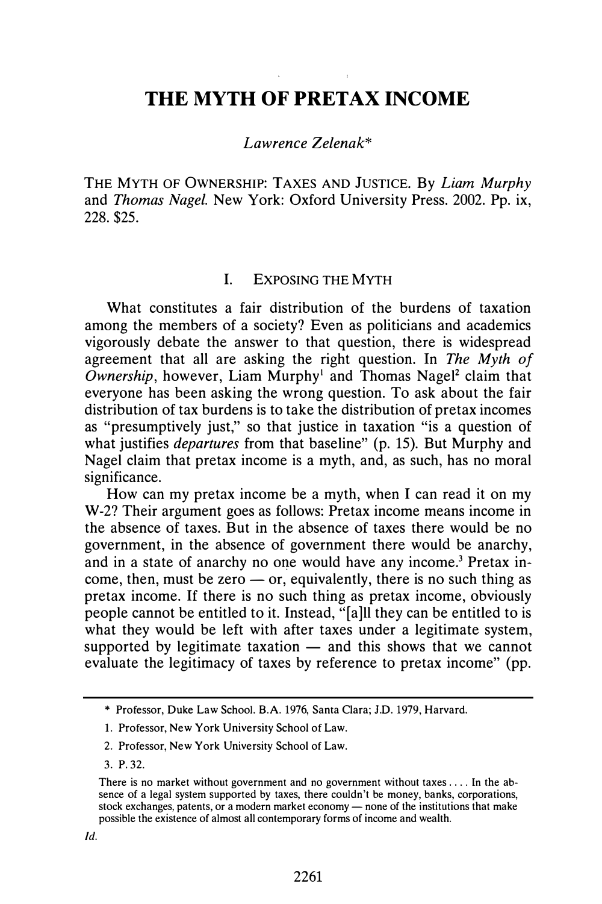# THE MYTH OF PRETAX INCOME

*Lawrence Zelenak*\*

THE MYTH OF OWNERSHIP: TAXES AND JUSTICE. By *Liam Murphy* and *Thomas Nagel*. New York: Oxford University Press. 2002. Pp. ix, 228. $25.

## I. EXPOSING THE MYTH

What constitutes a fair distribution of the burdens of taxation among the members of a society? Even as politicians and academics vigorously debate the answer to that question, there is widespread agreement that all are asking the right question. In *The Myth of Ownership*, however, Liam Murphy[1] and Thomas Nagel[2] claim that everyone has been asking the wrong question. To ask about the fair distribution of tax burdens is to take the distribution of pretax incomes as "presumptively just," so that justice in taxation "is a question of what justifies *departures* from that baseline" (p. 15). But Murphy and Nagel claim that pretax income is a myth, and, as such, has no moral significance.

How can my pretax income be a myth, when I can read it on my W-2? Their argument goes as follows: Pretax income means income in the absence of taxes. But in the absence of taxes there would be no government, in the absence of government there would be anarchy, and in a state of anarchy no one would have any income.[3] Pretax income, then, must be zero — or, equivalently, there is no such thing as pretax income. If there is no such thing as pretax income, obviously people cannot be entitled to it. Instead, "[a]ll they can be entitled to is what they would be left with after taxes under a legitimate system, supported by legitimate taxation — and this shows that we cannot evaluate the legitimacy of taxes by reference to pretax income" (pp.

---

\* Professor, Duke Law School. B.A. 1976, Santa Clara; J.D. 1979, Harvard.

1. Professor, New York University School of Law.

2. Professor, New York University School of Law.

3. P. 32.

> There is no market without government and no government without taxes.... In the absence of a legal system supported by taxes, there couldn't be money, banks, corporations, stock exchanges, patents, or a modern market economy — none of the institutions that make possible the existence of almost all contemporary forms of income and wealth.

*Id.*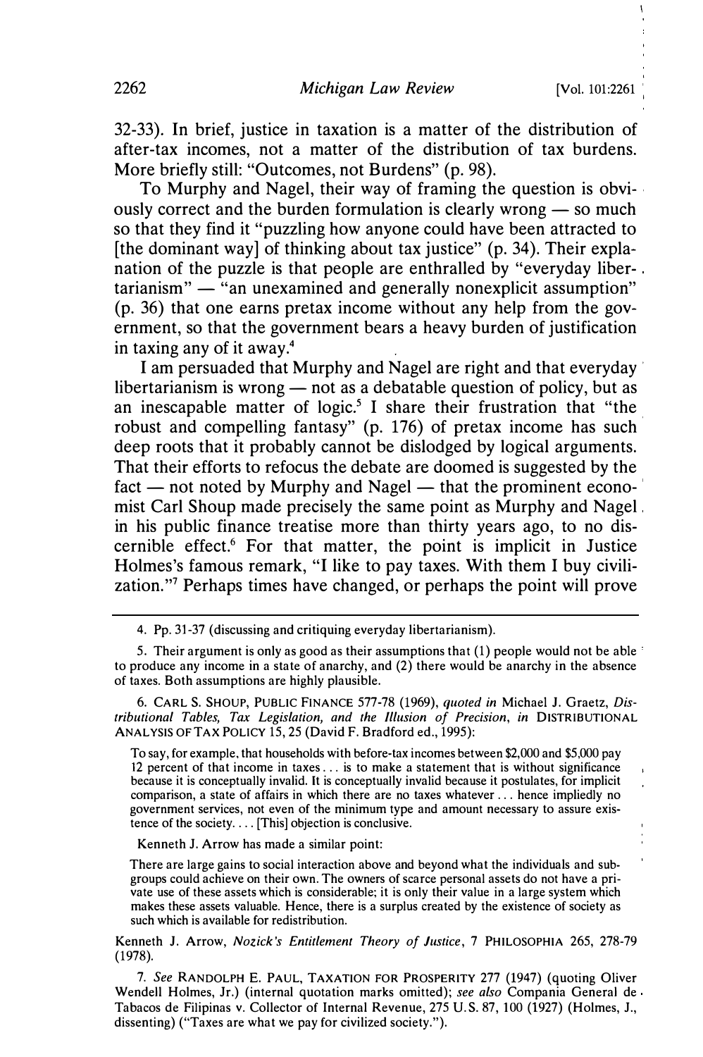32-33). In brief, justice in taxation is a matter of the distribution of after-tax incomes, not a matter of the distribution of tax burdens. More briefly still: "Outcomes, not Burdens" (p. 98).

To Murphy and Nagel, their way of framing the question is obviously correct and the burden formulation is clearly wrong — so much so that they find it "puzzling how anyone could have been attracted to [the dominant way] of thinking about tax justice" (p. 34). Their explanation of the puzzle is that people are enthralled by "everyday libertarianism" — "an unexamined and generally nonexplicit assumption" (p. 36) that one earns pretax income without any help from the government, so that the government bears a heavy burden of justification in taxing any of it away.[4]

I am persuaded that Murphy and Nagel are right and that everyday libertarianism is wrong — not as a debatable question of policy, but as an inescapable matter of logic.[5] I share their frustration that "the robust and compelling fantasy" (p. 176) of pretax income has such deep roots that it probably cannot be dislodged by logical arguments. That their efforts to refocus the debate are doomed is suggested by the fact — not noted by Murphy and Nagel — that the prominent economist Carl Shoup made precisely the same point as Murphy and Nagel in his public finance treatise more than thirty years ago, to no discernible effect.[6] For that matter, the point is implicit in Justice Holmes's famous remark, "I like to pay taxes. With them I buy civilization."[7] Perhaps times have changed, or perhaps the point will prove

---

4. Pp. 31-37 (discussing and critiquing everyday libertarianism).

5. Their argument is only as good as their assumptions that (1) people would not be able to produce any income in a state of anarchy, and (2) there would be anarchy in the absence of taxes. Both assumptions are highly plausible.

6. CARL S. SHOUP, PUBLIC FINANCE 577-78 (1969), *quoted in* Michael J. Graetz, *Distributional Tables, Tax Legislation, and the Illusion of Precision*, *in* DISTRIBUTIONAL ANALYSIS OF TAX POLICY 15, 25 (David F. Bradford ed., 1995):

> To say, for example, that households with before-tax incomes between $2,000 and $5,000 pay 12 percent of that income in taxes . . . is to make a statement that is without significance because it is conceptually invalid. It is conceptually invalid because it postulates, for implicit comparison, a state of affairs in which there are no taxes whatever . . . hence impliedly no government services, not even of the minimum type and amount necessary to assure existence of the society. . . . [This] objection is conclusive.

Kenneth J. Arrow has made a similar point:

> There are large gains to social interaction above and beyond what the individuals and subgroups could achieve on their own. The owners of scarce personal assets do not have a private use of these assets which is considerable; it is only their value in a large system which makes these assets valuable. Hence, there is a surplus created by the existence of society as such which is available for redistribution.

Kenneth J. Arrow, *Nozick's Entitlement Theory of Justice*, 7 PHILOSOPHIA 265, 278-79 (1978).

7. *See* RANDOLPH E. PAUL, TAXATION FOR PROSPERITY 277 (1947) (quoting Oliver Wendell Holmes, Jr.) (internal quotation marks omitted); *see also* Compania General de Tabacos de Filipinas v. Collector of Internal Revenue, 275 U.S. 87, 100 (1927) (Holmes, J., dissenting) ("Taxes are what we pay for civilized society.").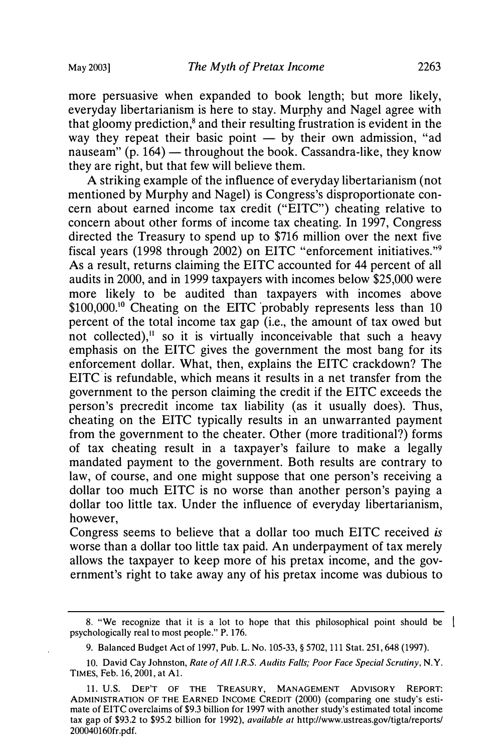more persuasive when expanded to book length; but more likely, everyday libertarianism is here to stay. Murphy and Nagel agree with that gloomy prediction,[8] and their resulting frustration is evident in the way they repeat their basic point — by their own admission, "ad nauseam" (p. 164) — throughout the book. Cassandra-like, they know they are right, but that few will believe them.

A striking example of the influence of everyday libertarianism (not mentioned by Murphy and Nagel) is Congress's disproportionate concern about earned income tax credit ("EITC") cheating relative to concern about other forms of income tax cheating. In 1997, Congress directed the Treasury to spend up to $716 million over the next five fiscal years (1998 through 2002) on EITC "enforcement initiatives."[9] As a result, returns claiming the EITC accounted for 44 percent of all audits in 2000, and in 1999 taxpayers with incomes below $25,000 were more likely to be audited than taxpayers with incomes above $100,000.[10] Cheating on the EITC probably represents less than 10 percent of the total income tax gap (i.e., the amount of tax owed but not collected),[11] so it is virtually inconceivable that such a heavy emphasis on the EITC gives the government the most bang for its enforcement dollar. What, then, explains the EITC crackdown? The EITC is refundable, which means it results in a net transfer from the government to the person claiming the credit if the EITC exceeds the person's precredit income tax liability (as it usually does). Thus, cheating on the EITC typically results in an unwarranted payment from the government to the cheater. Other (more traditional?) forms of tax cheating result in a taxpayer's failure to make a legally mandated payment to the government. Both results are contrary to law, of course, and one might suppose that one person's receiving a dollar too much EITC is no worse than another person's paying a dollar too little tax. Under the influence of everyday libertarianism, however,

Congress seems to believe that a dollar too much EITC received *is* worse than a dollar too little tax paid. An underpayment of tax merely allows the taxpayer to keep more of his pretax income, and the government's right to take away any of his pretax income was dubious to

---

8. "We recognize that it is a lot to hope that this philosophical point should be psychologically real to most people." P. 176.

9. Balanced Budget Act of 1997, Pub. L. No. 105-33, § 5702, 111 Stat. 251, 648 (1997).

10. David Cay Johnston, *Rate of All I.R.S. Audits Falls; Poor Face Special Scrutiny*, N.Y. TIMES, Feb. 16, 2001, at A1.

11. U.S. DEP'T OF THE TREASURY, MANAGEMENT ADVISORY REPORT: ADMINISTRATION OF THE EARNED INCOME CREDIT (2000) (comparing one study's estimate of EITC overclaims of $9.3 billion for 1997 with another study's estimated total income tax gap of $93.2 to $95.2 billion for 1992), *available at* http://www.ustreas.gov/tigta/reports/200040160fr.pdf.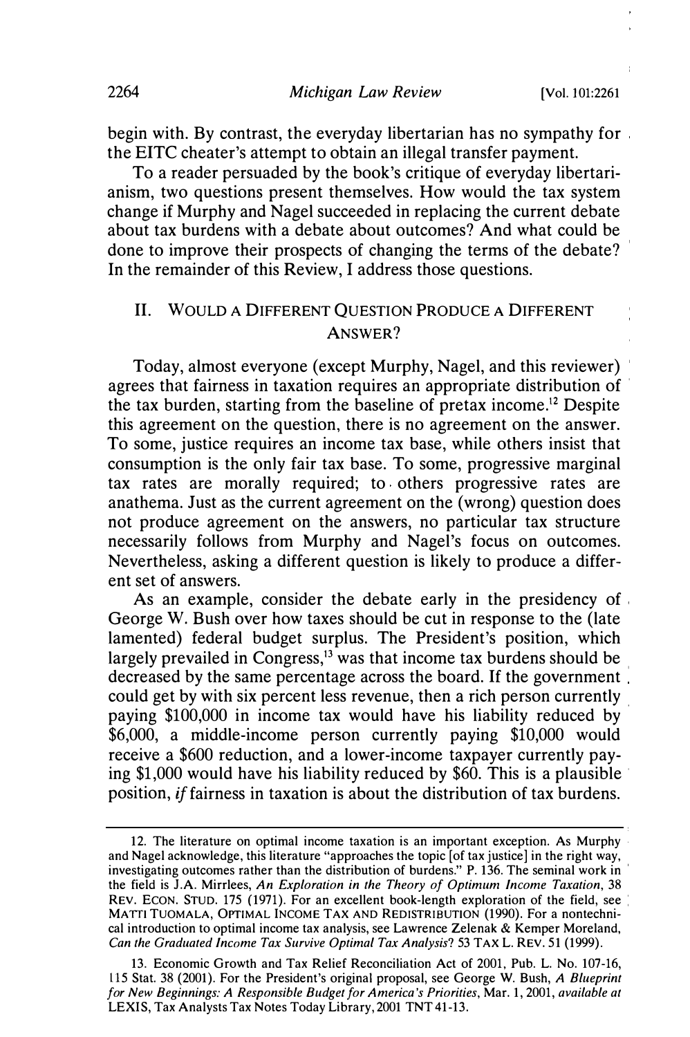begin with. By contrast, the everyday libertarian has no sympathy for the EITC cheater's attempt to obtain an illegal transfer payment.

To a reader persuaded by the book's critique of everyday libertarianism, two questions present themselves. How would the tax system change if Murphy and Nagel succeeded in replacing the current debate about tax burdens with a debate about outcomes? And what could be done to improve their prospects of changing the terms of the debate? In the remainder of this Review, I address those questions.

## II. Would a Different Question Produce a Different Answer?

Today, almost everyone (except Murphy, Nagel, and this reviewer) agrees that fairness in taxation requires an appropriate distribution of the tax burden, starting from the baseline of pretax income.[12] Despite this agreement on the question, there is no agreement on the answer. To some, justice requires an income tax base, while others insist that consumption is the only fair tax base. To some, progressive marginal tax rates are morally required; to others progressive rates are anathema. Just as the current agreement on the (wrong) question does not produce agreement on the answers, no particular tax structure necessarily follows from Murphy and Nagel's focus on outcomes. Nevertheless, asking a different question is likely to produce a different set of answers.

As an example, consider the debate early in the presidency of George W. Bush over how taxes should be cut in response to the (late lamented) federal budget surplus. The President's position, which largely prevailed in Congress,[13] was that income tax burdens should be decreased by the same percentage across the board. If the government could get by with six percent less revenue, then a rich person currently paying \$100,000 in income tax would have his liability reduced by \$6,000, a middle-income person currently paying \$10,000 would receive a \$600 reduction, and a lower-income taxpayer currently paying \$1,000 would have his liability reduced by \$60. This is a plausible position, *if* fairness in taxation is about the distribution of tax burdens.

---

12. The literature on optimal income taxation is an important exception. As Murphy and Nagel acknowledge, this literature "approaches the topic [of tax justice] in the right way, investigating outcomes rather than the distribution of burdens." P. 136. The seminal work in the field is J.A. Mirrlees, *An Exploration in the Theory of Optimum Income Taxation*, 38 REV. ECON. STUD. 175 (1971). For an excellent book-length exploration of the field, see MATTI TUOMALA, OPTIMAL INCOME TAX AND REDISTRIBUTION (1990). For a nontechnical introduction to optimal income tax analysis, see Lawrence Zelenak & Kemper Moreland, *Can the Graduated Income Tax Survive Optimal Tax Analysis?* 53 TAX L. REV. 51 (1999).

13. Economic Growth and Tax Relief Reconciliation Act of 2001, Pub. L. No. 107-16, 115 Stat. 38 (2001). For the President's original proposal, see George W. Bush, *A Blueprint for New Beginnings: A Responsible Budget for America's Priorities*, Mar. 1, 2001, *available at* LEXIS, Tax Analysts Tax Notes Today Library, 2001 TNT 41-13.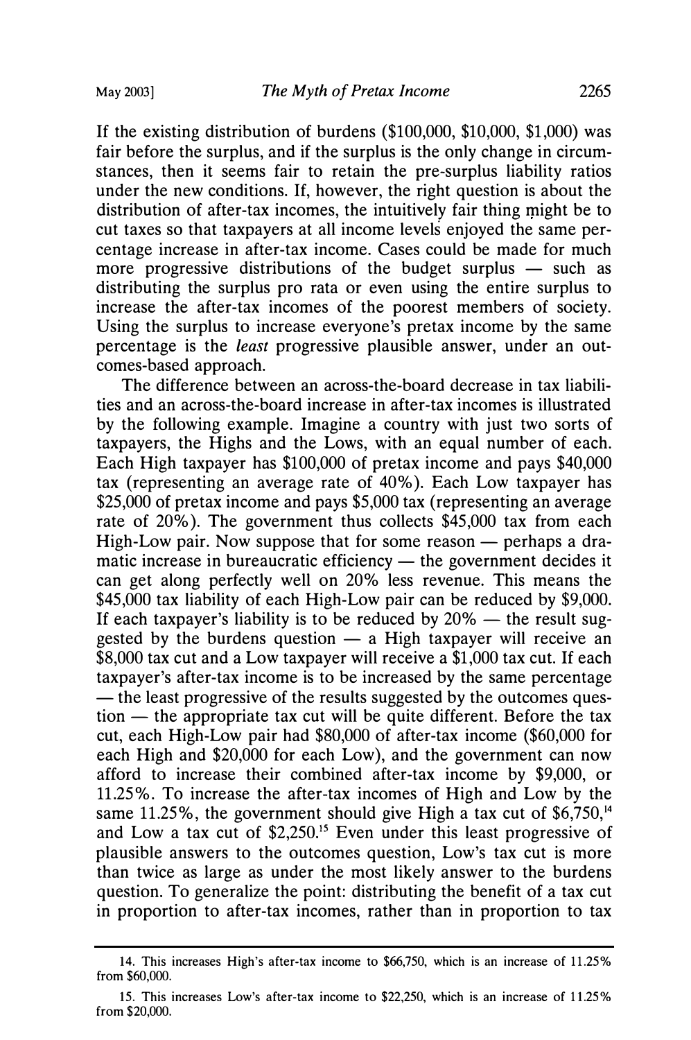If the existing distribution of burdens ($100,000, $10,000, $1,000) was fair before the surplus, and if the surplus is the only change in circumstances, then it seems fair to retain the pre-surplus liability ratios under the new conditions. If, however, the right question is about the distribution of after-tax incomes, the intuitively fair thing might be to cut taxes so that taxpayers at all income levels enjoyed the same percentage increase in after-tax income. Cases could be made for much more progressive distributions of the budget surplus — such as distributing the surplus pro rata or even using the entire surplus to increase the after-tax incomes of the poorest members of society. Using the surplus to increase everyone's pretax income by the same percentage is the *least* progressive plausible answer, under an outcomes-based approach.

The difference between an across-the-board decrease in tax liabilities and an across-the-board increase in after-tax incomes is illustrated by the following example. Imagine a country with just two sorts of taxpayers, the Highs and the Lows, with an equal number of each. Each High taxpayer has $100,000 of pretax income and pays $40,000 tax (representing an average rate of 40%). Each Low taxpayer has $25,000 of pretax income and pays $5,000 tax (representing an average rate of 20%). The government thus collects $45,000 tax from each High-Low pair. Now suppose that for some reason — perhaps a dramatic increase in bureaucratic efficiency — the government decides it can get along perfectly well on 20% less revenue. This means the $45,000 tax liability of each High-Low pair can be reduced by $9,000. If each taxpayer's liability is to be reduced by 20% — the result suggested by the burdens question — a High taxpayer will receive an $8,000 tax cut and a Low taxpayer will receive a $1,000 tax cut. If each taxpayer's after-tax income is to be increased by the same percentage — the least progressive of the results suggested by the outcomes question — the appropriate tax cut will be quite different. Before the tax cut, each High-Low pair had $80,000 of after-tax income ($60,000 for each High and $20,000 for each Low), and the government can now afford to increase their combined after-tax income by $9,000, or 11.25%. To increase the after-tax incomes of High and Low by the same 11.25%, the government should give High a tax cut of $6,750,[14] and Low a tax cut of $2,250.[15] Even under this least progressive of plausible answers to the outcomes question, Low's tax cut is more than twice as large as under the most likely answer to the burdens question. To generalize the point: distributing the benefit of a tax cut in proportion to after-tax incomes, rather than in proportion to tax

---

14. This increases High's after-tax income to $66,750, which is an increase of 11.25% from $60,000.

15. This increases Low's after-tax income to $22,250, which is an increase of 11.25% from $20,000.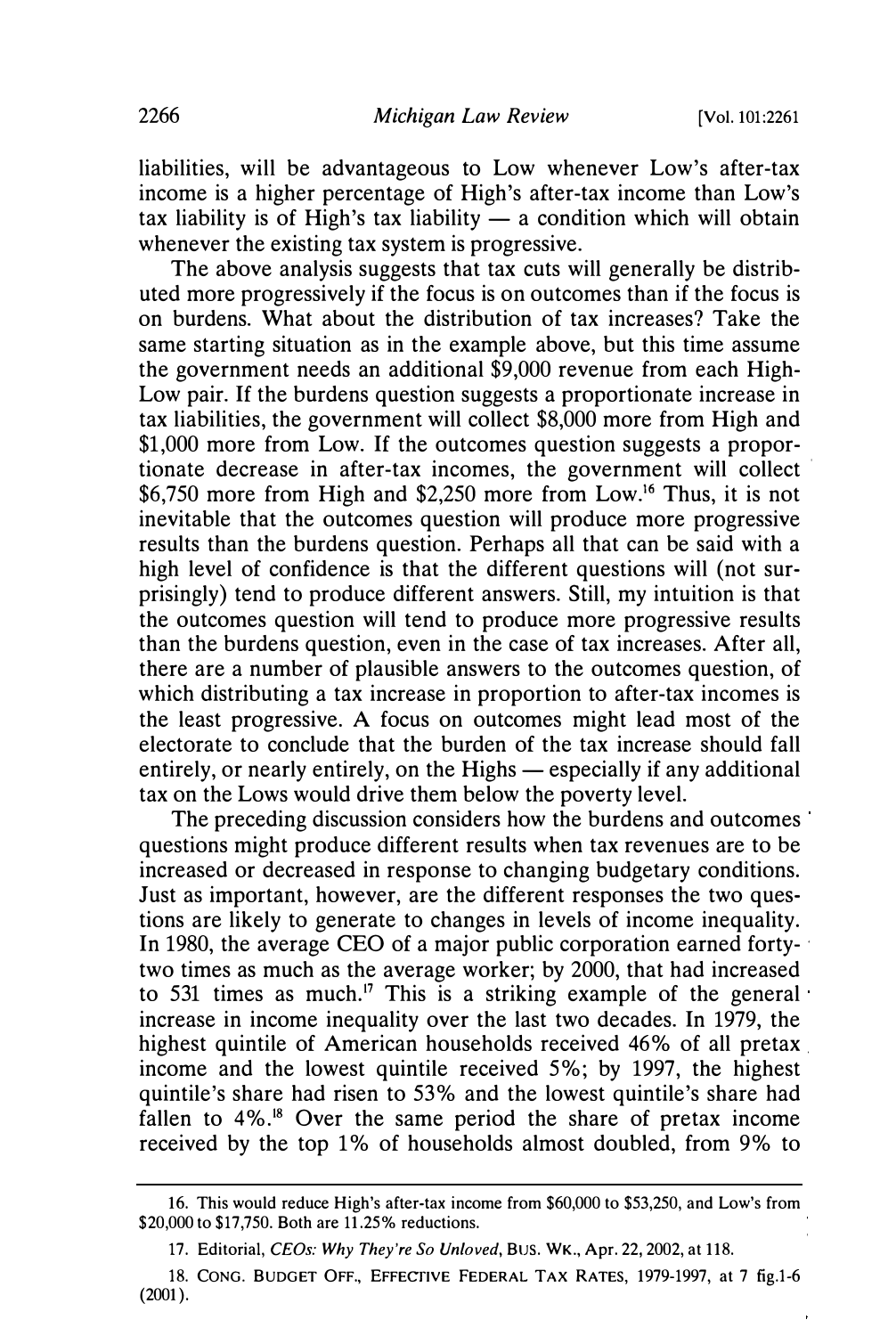liabilities, will be advantageous to Low whenever Low's after-tax income is a higher percentage of High's after-tax income than Low's tax liability is of High's tax liability — a condition which will obtain whenever the existing tax system is progressive.

The above analysis suggests that tax cuts will generally be distributed more progressively if the focus is on outcomes than if the focus is on burdens. What about the distribution of tax increases? Take the same starting situation as in the example above, but this time assume the government needs an additional $9,000 revenue from each High-Low pair. If the burdens question suggests a proportionate increase in tax liabilities, the government will collect $8,000 more from High and $1,000 more from Low. If the outcomes question suggests a proportionate decrease in after-tax incomes, the government will collect $6,750 more from High and $2,250 more from Low.[16] Thus, it is not inevitable that the outcomes question will produce more progressive results than the burdens question. Perhaps all that can be said with a high level of confidence is that the different questions will (not surprisingly) tend to produce different answers. Still, my intuition is that the outcomes question will tend to produce more progressive results than the burdens question, even in the case of tax increases. After all, there are a number of plausible answers to the outcomes question, of which distributing a tax increase in proportion to after-tax incomes is the least progressive. A focus on outcomes might lead most of the electorate to conclude that the burden of the tax increase should fall entirely, or nearly entirely, on the Highs — especially if any additional tax on the Lows would drive them below the poverty level.

The preceding discussion considers how the burdens and outcomes questions might produce different results when tax revenues are to be increased or decreased in response to changing budgetary conditions. Just as important, however, are the different responses the two questions are likely to generate to changes in levels of income inequality. In 1980, the average CEO of a major public corporation earned forty-two times as much as the average worker; by 2000, that had increased to 531 times as much.[17] This is a striking example of the general increase in income inequality over the last two decades. In 1979, the highest quintile of American households received 46% of all pretax income and the lowest quintile received 5%; by 1997, the highest quintile's share had risen to 53% and the lowest quintile's share had fallen to 4%.[18] Over the same period the share of pretax income received by the top 1% of households almost doubled, from 9% to

---

16. This would reduce High's after-tax income from $60,000 to $53,250, and Low's from $20,000 to $17,750. Both are 11.25% reductions.

17. Editorial, *CEOs: Why They're So Unloved*, BUS. WK., Apr. 22, 2002, at 118.

18. CONG. BUDGET OFF., EFFECTIVE FEDERAL TAX RATES, 1979-1997, at 7 fig.1-6 (2001).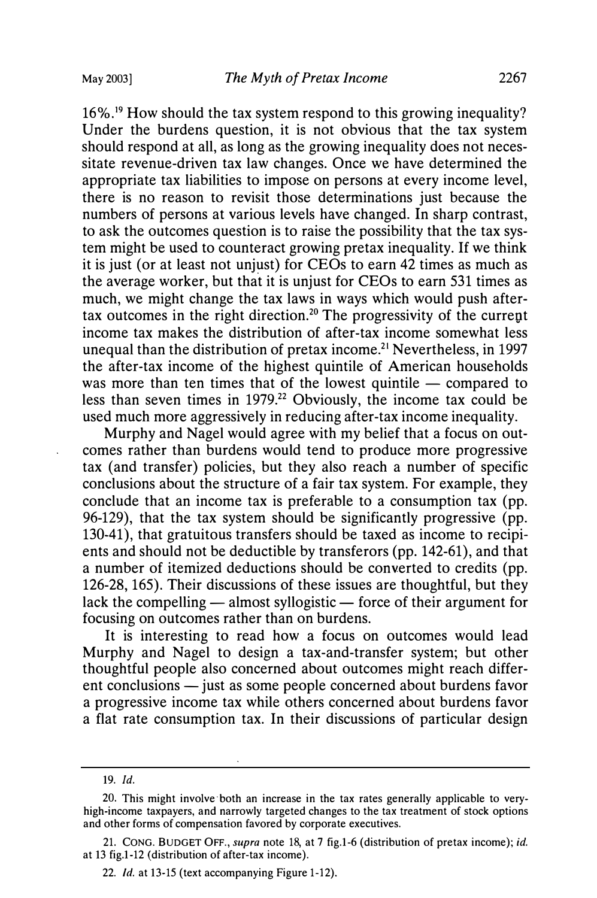16%.[19] How should the tax system respond to this growing inequality? Under the burdens question, it is not obvious that the tax system should respond at all, as long as the growing inequality does not necessitate revenue-driven tax law changes. Once we have determined the appropriate tax liabilities to impose on persons at every income level, there is no reason to revisit those determinations just because the numbers of persons at various levels have changed. In sharp contrast, to ask the outcomes question is to raise the possibility that the tax system might be used to counteract growing pretax inequality. If we think it is just (or at least not unjust) for CEOs to earn 42 times as much as the average worker, but that it is unjust for CEOs to earn 531 times as much, we might change the tax laws in ways which would push after-tax outcomes in the right direction.[20] The progressivity of the current income tax makes the distribution of after-tax income somewhat less unequal than the distribution of pretax income.[21] Nevertheless, in 1997 the after-tax income of the highest quintile of American households was more than ten times that of the lowest quintile — compared to less than seven times in 1979.[22] Obviously, the income tax could be used much more aggressively in reducing after-tax income inequality.

Murphy and Nagel would agree with my belief that a focus on outcomes rather than burdens would tend to produce more progressive tax (and transfer) policies, but they also reach a number of specific conclusions about the structure of a fair tax system. For example, they conclude that an income tax is preferable to a consumption tax (pp. 96-129), that the tax system should be significantly progressive (pp. 130-41), that gratuitous transfers should be taxed as income to recipients and should not be deductible by transferors (pp. 142-61), and that a number of itemized deductions should be converted to credits (pp. 126-28, 165). Their discussions of these issues are thoughtful, but they lack the compelling — almost syllogistic — force of their argument for focusing on outcomes rather than on burdens.

It is interesting to read how a focus on outcomes would lead Murphy and Nagel to design a tax-and-transfer system; but other thoughtful people also concerned about outcomes might reach different conclusions — just as some people concerned about burdens favor a progressive income tax while others concerned about burdens favor a flat rate consumption tax. In their discussions of particular design

---

19. *Id.*

20. This might involve both an increase in the tax rates generally applicable to very-high-income taxpayers, and narrowly targeted changes to the tax treatment of stock options and other forms of compensation favored by corporate executives.

21. CONG. BUDGET OFF., *supra* note 18, at 7 fig.1-6 (distribution of pretax income); *id.* at 13 fig.1-12 (distribution of after-tax income).

22. *Id.* at 13-15 (text accompanying Figure 1-12).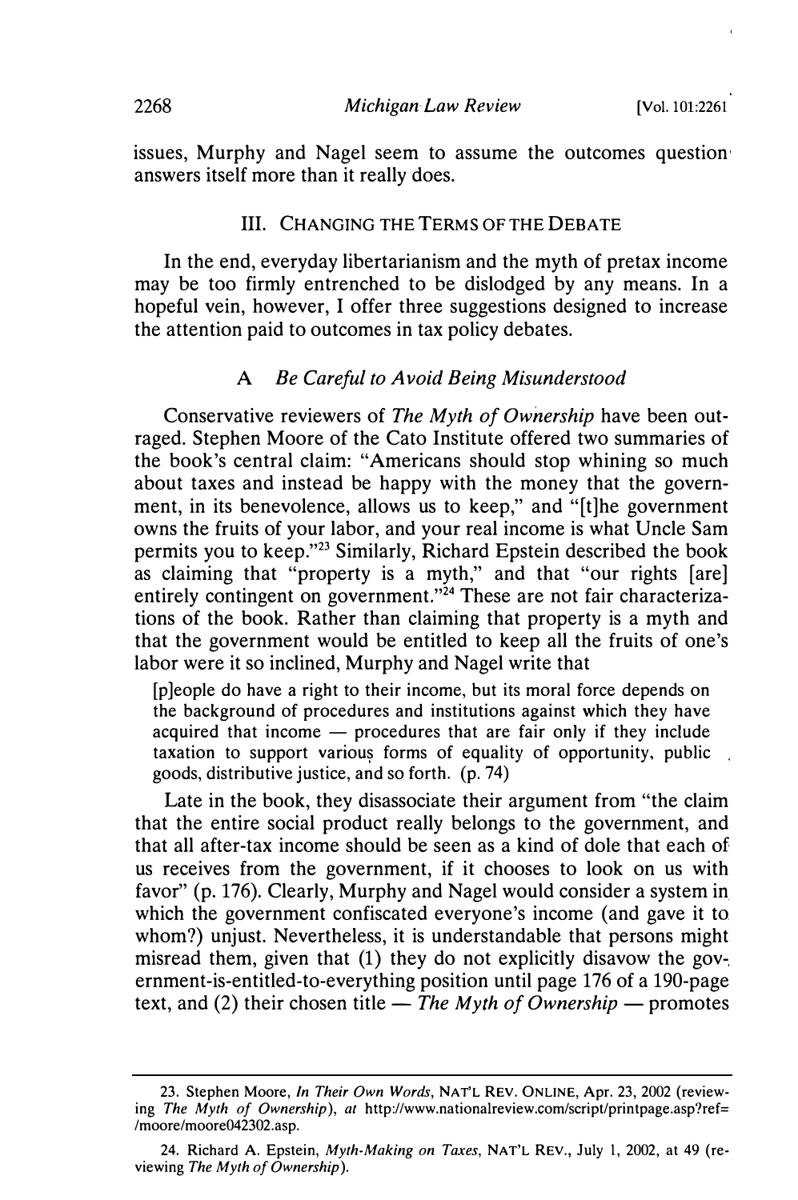issues, Murphy and Nagel seem to assume the outcomes question answers itself more than it really does.

## III. CHANGING THE TERMS OF THE DEBATE

In the end, everyday libertarianism and the myth of pretax income may be too firmly entrenched to be dislodged by any means. In a hopeful vein, however, I offer three suggestions designed to increase the attention paid to outcomes in tax policy debates.

### A *Be Careful to Avoid Being Misunderstood*

Conservative reviewers of *The Myth of Ownership* have been outraged. Stephen Moore of the Cato Institute offered two summaries of the book's central claim: "Americans should stop whining so much about taxes and instead be happy with the money that the government, in its benevolence, allows us to keep," and "[t]he government owns the fruits of your labor, and your real income is what Uncle Sam permits you to keep."[23] Similarly, Richard Epstein described the book as claiming that "property is a myth," and that "our rights [are] entirely contingent on government."[24] These are not fair characterizations of the book. Rather than claiming that property is a myth and that the government would be entitled to keep all the fruits of one's labor were it so inclined, Murphy and Nagel write that

> [p]eople do have a right to their income, but its moral force depends on the background of procedures and institutions against which they have acquired that income — procedures that are fair only if they include taxation to support various forms of equality of opportunity, public goods, distributive justice, and so forth. (p. 74)

Late in the book, they disassociate their argument from "the claim that the entire social product really belongs to the government, and that all after-tax income should be seen as a kind of dole that each of us receives from the government, if it chooses to look on us with favor" (p. 176). Clearly, Murphy and Nagel would consider a system in which the government confiscated everyone's income (and gave it to whom?) unjust. Nevertheless, it is understandable that persons might misread them, given that (1) they do not explicitly disavow the government-is-entitled-to-everything position until page 176 of a 190-page text, and (2) their chosen title — *The Myth of Ownership* — promotes

---

23. Stephen Moore, *In Their Own Words*, NAT'L REV. ONLINE, Apr. 23, 2002 (reviewing *The Myth of Ownership*), *at* http://www.nationalreview.com/script/printpage.asp?ref=/moore/moore042302.asp.

24. Richard A. Epstein, *Myth-Making on Taxes*, NAT'L REV., July 1, 2002, at 49 (reviewing *The Myth of Ownership*).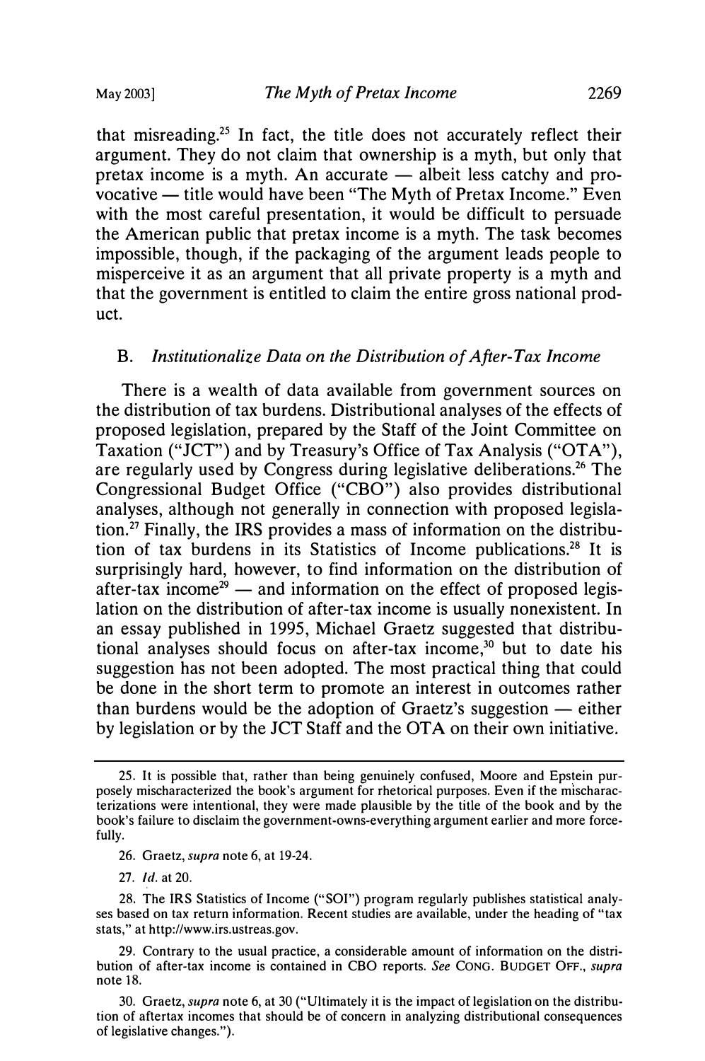that misreading.[25] In fact, the title does not accurately reflect their argument. They do not claim that ownership is a myth, but only that pretax income is a myth. An accurate — albeit less catchy and provocative — title would have been "The Myth of Pretax Income." Even with the most careful presentation, it would be difficult to persuade the American public that pretax income is a myth. The task becomes impossible, though, if the packaging of the argument leads people to misperceive it as an argument that all private property is a myth and that the government is entitled to claim the entire gross national product.

## B. *Institutionalize Data on the Distribution of After-Tax Income*

There is a wealth of data available from government sources on the distribution of tax burdens. Distributional analyses of the effects of proposed legislation, prepared by the Staff of the Joint Committee on Taxation ("JCT") and by Treasury's Office of Tax Analysis ("OTA"), are regularly used by Congress during legislative deliberations.[26] The Congressional Budget Office ("CBO") also provides distributional analyses, although not generally in connection with proposed legislation.[27] Finally, the IRS provides a mass of information on the distribution of tax burdens in its Statistics of Income publications.[28] It is surprisingly hard, however, to find information on the distribution of after-tax income[29] — and information on the effect of proposed legislation on the distribution of after-tax income is usually nonexistent. In an essay published in 1995, Michael Graetz suggested that distributional analyses should focus on after-tax income,[30] but to date his suggestion has not been adopted. The most practical thing that could be done in the short term to promote an interest in outcomes rather than burdens would be the adoption of Graetz's suggestion — either by legislation or by the JCT Staff and the OTA on their own initiative.

---

25. It is possible that, rather than being genuinely confused, Moore and Epstein purposely mischaracterized the book's argument for rhetorical purposes. Even if the mischaracterizations were intentional, they were made plausible by the title of the book and by the book's failure to disclaim the government-owns-everything argument earlier and more forcefully.

26. Graetz, *supra* note 6, at 19-24.

27. *Id.* at 20.

28. The IRS Statistics of Income ("SOI") program regularly publishes statistical analyses based on tax return information. Recent studies are available, under the heading of "tax stats," at http://www.irs.ustreas.gov.

29. Contrary to the usual practice, a considerable amount of information on the distribution of after-tax income is contained in CBO reports. *See* CONG. BUDGET OFF., *supra* note 18.

30. Graetz, *supra* note 6, at 30 ("Ultimately it is the impact of legislation on the distribution of aftertax incomes that should be of concern in analyzing distributional consequences of legislative changes.").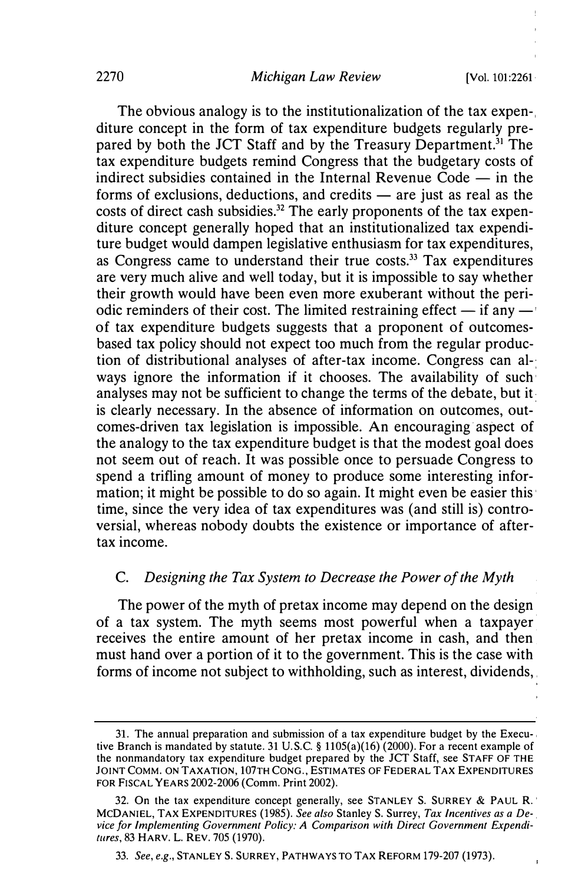The obvious analogy is to the institutionalization of the tax expenditure concept in the form of tax expenditure budgets regularly prepared by both the JCT Staff and by the Treasury Department.[31] The tax expenditure budgets remind Congress that the budgetary costs of indirect subsidies contained in the Internal Revenue Code — in the forms of exclusions, deductions, and credits — are just as real as the costs of direct cash subsidies.[32] The early proponents of the tax expenditure concept generally hoped that an institutionalized tax expenditure budget would dampen legislative enthusiasm for tax expenditures, as Congress came to understand their true costs.[33] Tax expenditures are very much alive and well today, but it is impossible to say whether their growth would have been even more exuberant without the periodic reminders of their cost. The limited restraining effect — if any — of tax expenditure budgets suggests that a proponent of outcomes-based tax policy should not expect too much from the regular production of distributional analyses of after-tax income. Congress can always ignore the information if it chooses. The availability of such analyses may not be sufficient to change the terms of the debate, but it is clearly necessary. In the absence of information on outcomes, outcomes-driven tax legislation is impossible. An encouraging aspect of the analogy to the tax expenditure budget is that the modest goal does not seem out of reach. It was possible once to persuade Congress to spend a trifling amount of money to produce some interesting information; it might be possible to do so again. It might even be easier this time, since the very idea of tax expenditures was (and still is) controversial, whereas nobody doubts the existence or importance of after-tax income.

### C. *Designing the Tax System to Decrease the Power of the Myth*

The power of the myth of pretax income may depend on the design of a tax system. The myth seems most powerful when a taxpayer receives the entire amount of her pretax income in cash, and then must hand over a portion of it to the government. This is the case with forms of income not subject to withholding, such as interest, dividends,

---

31. The annual preparation and submission of a tax expenditure budget by the Executive Branch is mandated by statute. 31 U.S.C. § 1105(a)(16) (2000). For a recent example of the nonmandatory tax expenditure budget prepared by the JCT Staff, see STAFF OF THE JOINT COMM. ON TAXATION, 107TH CONG., ESTIMATES OF FEDERAL TAX EXPENDITURES FOR FISCAL YEARS 2002-2006 (Comm. Print 2002).

32. On the tax expenditure concept generally, see STANLEY S. SURREY & PAUL R. MCDANIEL, TAX EXPENDITURES (1985). *See also* Stanley S. Surrey, *Tax Incentives as a Device for Implementing Government Policy: A Comparison with Direct Government Expenditures*, 83 HARV. L. REV. 705 (1970).

33. *See, e.g.*, STANLEY S. SURREY, PATHWAYS TO TAX REFORM 179-207 (1973).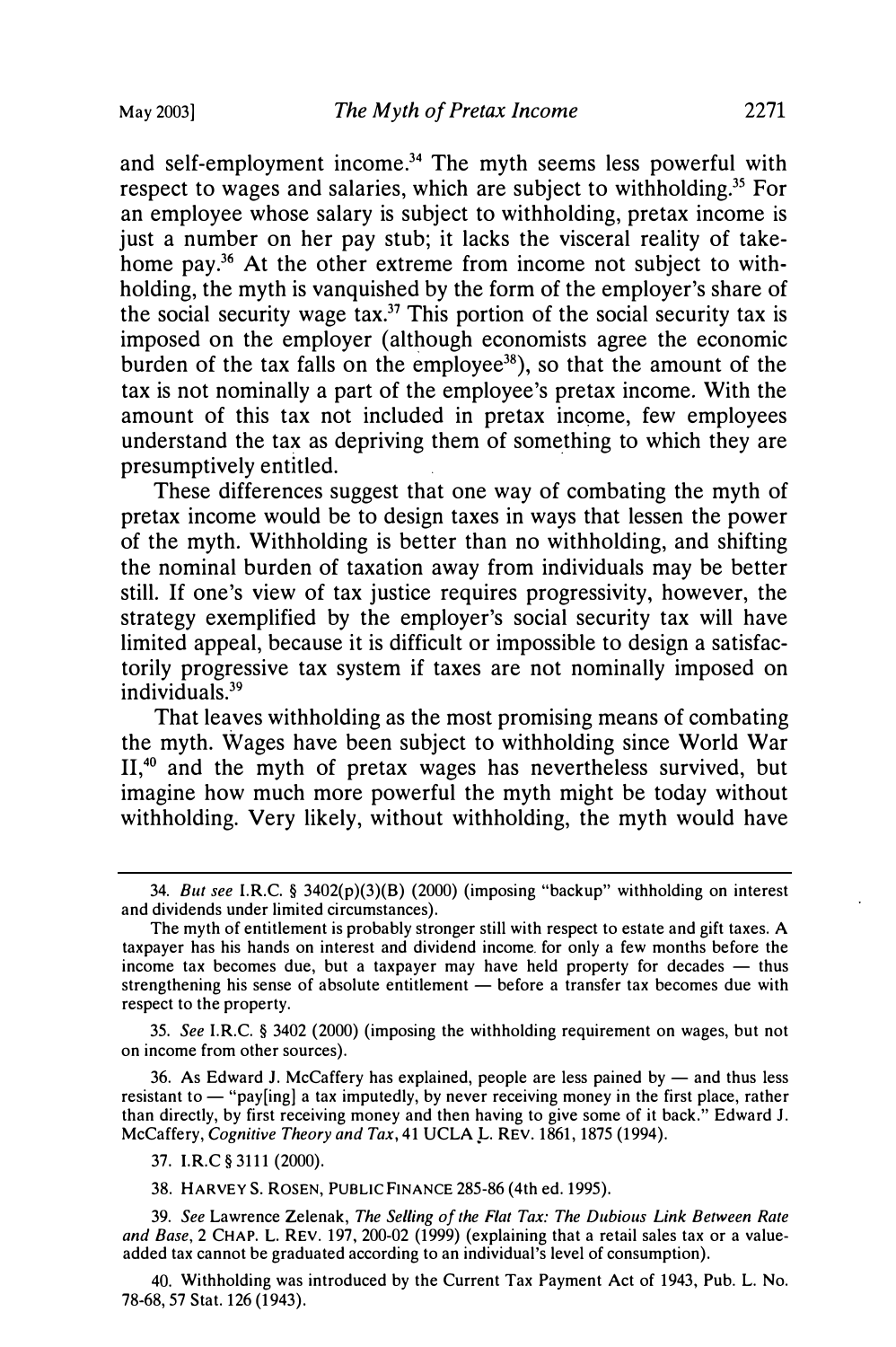and self-employment income.[34] The myth seems less powerful with respect to wages and salaries, which are subject to withholding.[35] For an employee whose salary is subject to withholding, pretax income is just a number on her pay stub; it lacks the visceral reality of take-home pay.[36] At the other extreme from income not subject to withholding, the myth is vanquished by the form of the employer's share of the social security wage tax.[37] This portion of the social security tax is imposed on the employer (although economists agree the economic burden of the tax falls on the employee[38]), so that the amount of the tax is not nominally a part of the employee's pretax income. With the amount of this tax not included in pretax income, few employees understand the tax as depriving them of something to which they are presumptively entitled.

These differences suggest that one way of combating the myth of pretax income would be to design taxes in ways that lessen the power of the myth. Withholding is better than no withholding, and shifting the nominal burden of taxation away from individuals may be better still. If one's view of tax justice requires progressivity, however, the strategy exemplified by the employer's social security tax will have limited appeal, because it is difficult or impossible to design a satisfactorily progressive tax system if taxes are not nominally imposed on individuals.[39]

That leaves withholding as the most promising means of combating the myth. Wages have been subject to withholding since World War II,[40] and the myth of pretax wages has nevertheless survived, but imagine how much more powerful the myth might be today without withholding. Very likely, without withholding, the myth would have

---

34. *But see* I.R.C. § 3402(p)(3)(B) (2000) (imposing "backup" withholding on interest and dividends under limited circumstances).

The myth of entitlement is probably stronger still with respect to estate and gift taxes. A taxpayer has his hands on interest and dividend income for only a few months before the income tax becomes due, but a taxpayer may have held property for decades — thus strengthening his sense of absolute entitlement — before a transfer tax becomes due with respect to the property.

35. *See* I.R.C. § 3402 (2000) (imposing the withholding requirement on wages, but not on income from other sources).

36. As Edward J. McCaffery has explained, people are less pained by — and thus less resistant to — "pay[ing] a tax imputedly, by never receiving money in the first place, rather than directly, by first receiving money and then having to give some of it back." Edward J. McCaffery, *Cognitive Theory and Tax*, 41 UCLA L. REV. 1861, 1875 (1994).

37. I.R.C § 3111 (2000).

38. HARVEY S. ROSEN, PUBLIC FINANCE 285-86 (4th ed. 1995).

39. *See* Lawrence Zelenak, *The Selling of the Flat Tax: The Dubious Link Between Rate and Base*, 2 CHAP. L. REV. 197, 200-02 (1999) (explaining that a retail sales tax or a value-added tax cannot be graduated according to an individual's level of consumption).

40. Withholding was introduced by the Current Tax Payment Act of 1943, Pub. L. No. 78-68, 57 Stat. 126 (1943).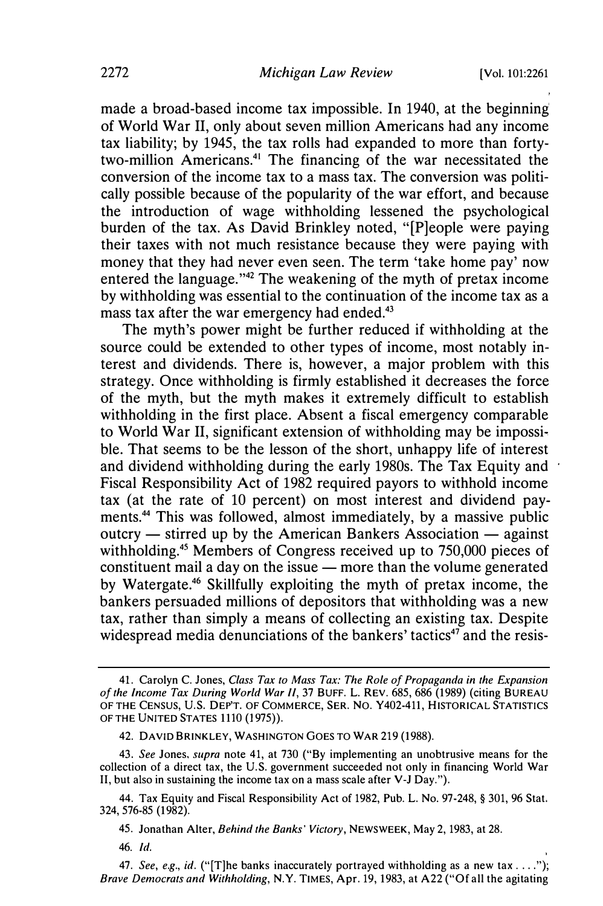made a broad-based income tax impossible. In 1940, at the beginning of World War II, only about seven million Americans had any income tax liability; by 1945, the tax rolls had expanded to more than forty-two-million Americans.[41] The financing of the war necessitated the conversion of the income tax to a mass tax. The conversion was politically possible because of the popularity of the war effort, and because the introduction of wage withholding lessened the psychological burden of the tax. As David Brinkley noted, "[P]eople were paying their taxes with not much resistance because they were paying with money that they had never even seen. The term 'take home pay' now entered the language."[42] The weakening of the myth of pretax income by withholding was essential to the continuation of the income tax as a mass tax after the war emergency had ended.[43]

The myth's power might be further reduced if withholding at the source could be extended to other types of income, most notably interest and dividends. There is, however, a major problem with this strategy. Once withholding is firmly established it decreases the force of the myth, but the myth makes it extremely difficult to establish withholding in the first place. Absent a fiscal emergency comparable to World War II, significant extension of withholding may be impossible. That seems to be the lesson of the short, unhappy life of interest and dividend withholding during the early 1980s. The Tax Equity and Fiscal Responsibility Act of 1982 required payors to withhold income tax (at the rate of 10 percent) on most interest and dividend payments.[44] This was followed, almost immediately, by a massive public outcry — stirred up by the American Bankers Association — against withholding.[45] Members of Congress received up to 750,000 pieces of constituent mail a day on the issue — more than the volume generated by Watergate.[46] Skillfully exploiting the myth of pretax income, the bankers persuaded millions of depositors that withholding was a new tax, rather than simply a means of collecting an existing tax. Despite widespread media denunciations of the bankers' tactics[47] and the resis-

---

41. Carolyn C. Jones, *Class Tax to Mass Tax: The Role of Propaganda in the Expansion of the Income Tax During World War II*, 37 BUFF. L. REV. 685, 686 (1989) (citing BUREAU OF THE CENSUS, U.S. DEP'T. OF COMMERCE, SER. NO. Y402-411, HISTORICAL STATISTICS OF THE UNITED STATES 1110 (1975)).

42. DAVID BRINKLEY, WASHINGTON GOES TO WAR 219 (1988).

43. *See* Jones, *supra* note 41, at 730 ("By implementing an unobtrusive means for the collection of a direct tax, the U.S. government succeeded not only in financing World War II, but also in sustaining the income tax on a mass scale after V-J Day.").

44. Tax Equity and Fiscal Responsibility Act of 1982, Pub. L. No. 97-248, § 301, 96 Stat. 324, 576-85 (1982).

45. Jonathan Alter, *Behind the Banks' Victory*, NEWSWEEK, May 2, 1983, at 28.

46. *Id.*

47. *See, e.g., id.* ("[T]he banks inaccurately portrayed withholding as a new tax . . . ."); *Brave Democrats and Withholding*, N.Y. TIMES, Apr. 19, 1983, at A22 ("Of all the agitating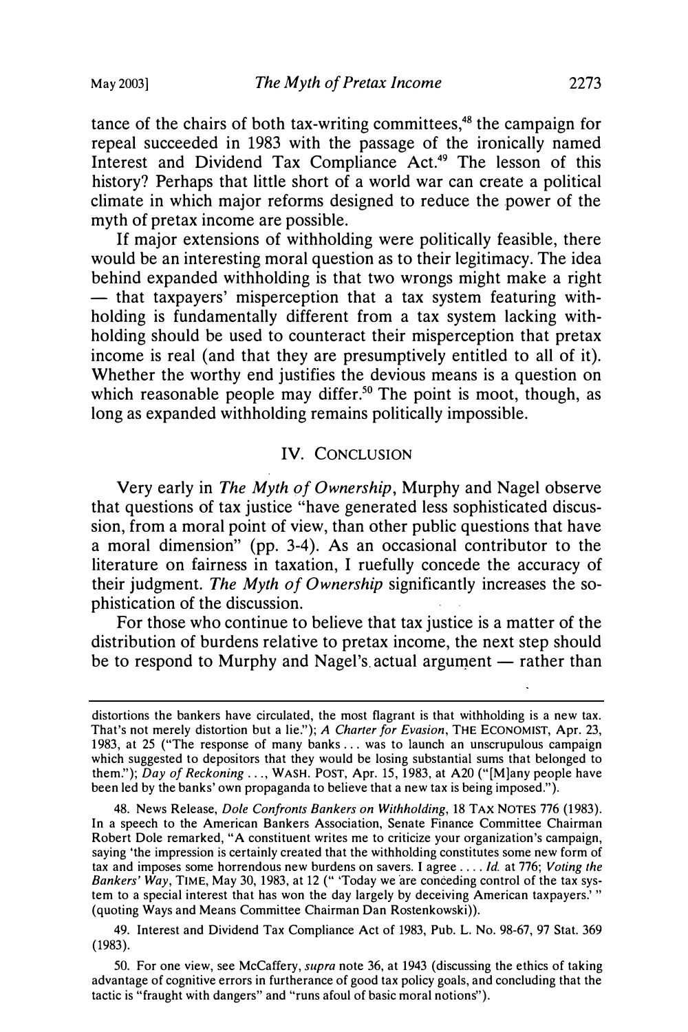tance of the chairs of both tax-writing committees,[48] the campaign for repeal succeeded in 1983 with the passage of the ironically named Interest and Dividend Tax Compliance Act.[49] The lesson of this history? Perhaps that little short of a world war can create a political climate in which major reforms designed to reduce the power of the myth of pretax income are possible.

If major extensions of withholding were politically feasible, there would be an interesting moral question as to their legitimacy. The idea behind expanded withholding is that two wrongs might make a right — that taxpayers' misperception that a tax system featuring withholding is fundamentally different from a tax system lacking withholding should be used to counteract their misperception that pretax income is real (and that they are presumptively entitled to all of it). Whether the worthy end justifies the devious means is a question on which reasonable people may differ.[50] The point is moot, though, as long as expanded withholding remains politically impossible.

## IV. Conclusion

Very early in *The Myth of Ownership*, Murphy and Nagel observe that questions of tax justice "have generated less sophisticated discussion, from a moral point of view, than other public questions that have a moral dimension" (pp. 3-4). As an occasional contributor to the literature on fairness in taxation, I ruefully concede the accuracy of their judgment. *The Myth of Ownership* significantly increases the sophistication of the discussion.

For those who continue to believe that tax justice is a matter of the distribution of burdens relative to pretax income, the next step should be to respond to Murphy and Nagel's actual argument — rather than

---

distortions the bankers have circulated, the most flagrant is that withholding is a new tax. That's not merely distortion but a lie."); *A Charter for Evasion*, The Economist, Apr. 23, 1983, at 25 ("The response of many banks . . . was to launch an unscrupulous campaign which suggested to depositors that they would be losing substantial sums that belonged to them."); *Day of Reckoning . . .*, Wash. Post, Apr. 15, 1983, at A20 ("[M]any people have been led by the banks' own propaganda to believe that a new tax is being imposed.").

48. News Release, *Dole Confronts Bankers on Withholding*, 18 Tax Notes 776 (1983). In a speech to the American Bankers Association, Senate Finance Committee Chairman Robert Dole remarked, "A constituent writes me to criticize your organization's campaign, saying 'the impression is certainly created that the withholding constitutes some new form of tax and imposes some horrendous new burdens on savers. I agree . . . . *Id.* at 776; *Voting the Bankers' Way*, Time, May 30, 1983, at 12 (" 'Today we are conceding control of the tax system to a special interest that has won the day largely by deceiving American taxpayers.' " (quoting Ways and Means Committee Chairman Dan Rostenkowski)).

49. Interest and Dividend Tax Compliance Act of 1983, Pub. L. No. 98-67, 97 Stat. 369 (1983).

50. For one view, see McCaffery, *supra* note 36, at 1943 (discussing the ethics of taking advantage of cognitive errors in furtherance of good tax policy goals, and concluding that the tactic is "fraught with dangers" and "runs afoul of basic moral notions").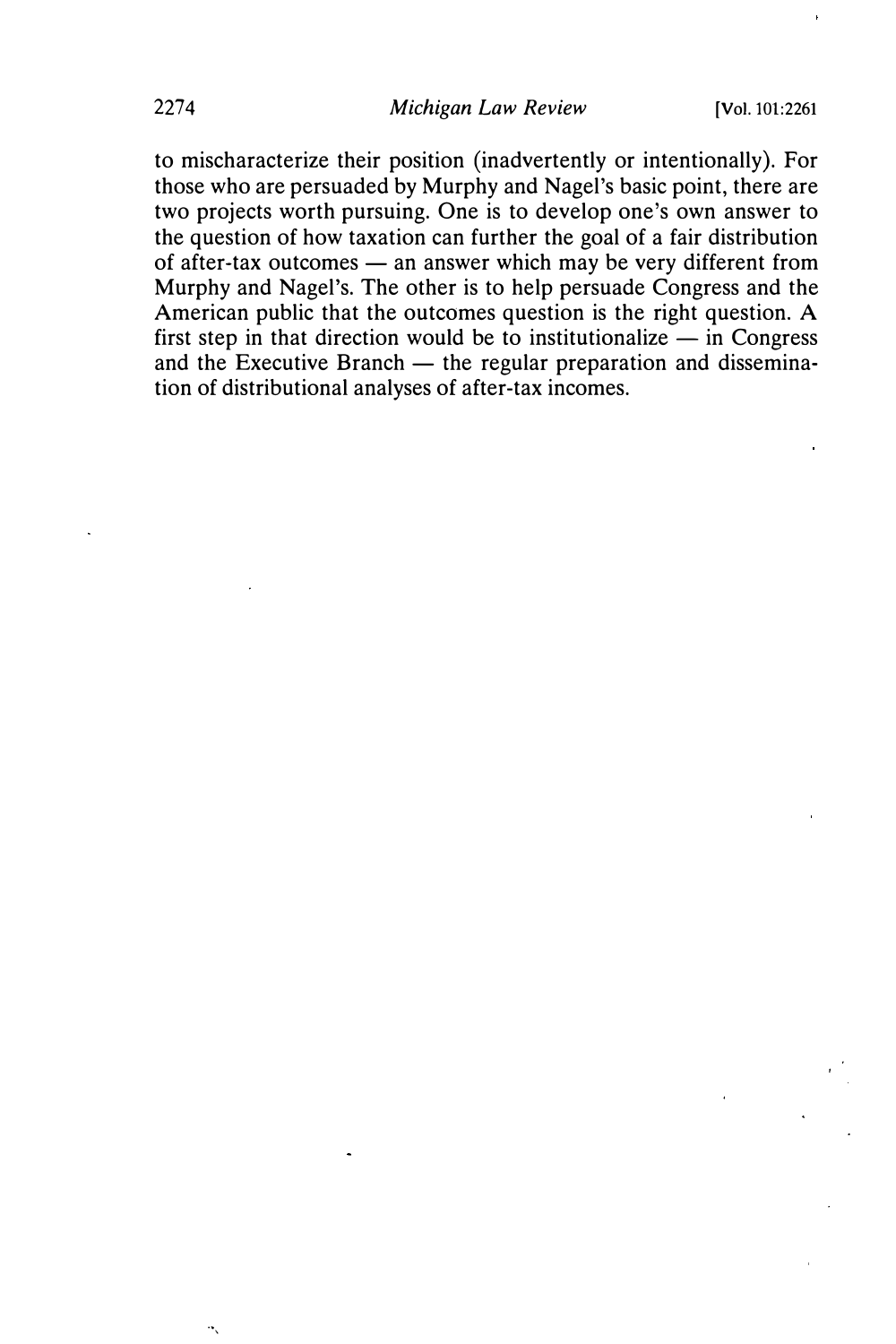to mischaracterize their position (inadvertently or intentionally). For those who are persuaded by Murphy and Nagel's basic point, there are two projects worth pursuing. One is to develop one's own answer to the question of how taxation can further the goal of a fair distribution of after-tax outcomes — an answer which may be very different from Murphy and Nagel's. The other is to help persuade Congress and the American public that the outcomes question is the right question. A first step in that direction would be to institutionalize — in Congress and the Executive Branch — the regular preparation and dissemination of distributional analyses of after-tax incomes.